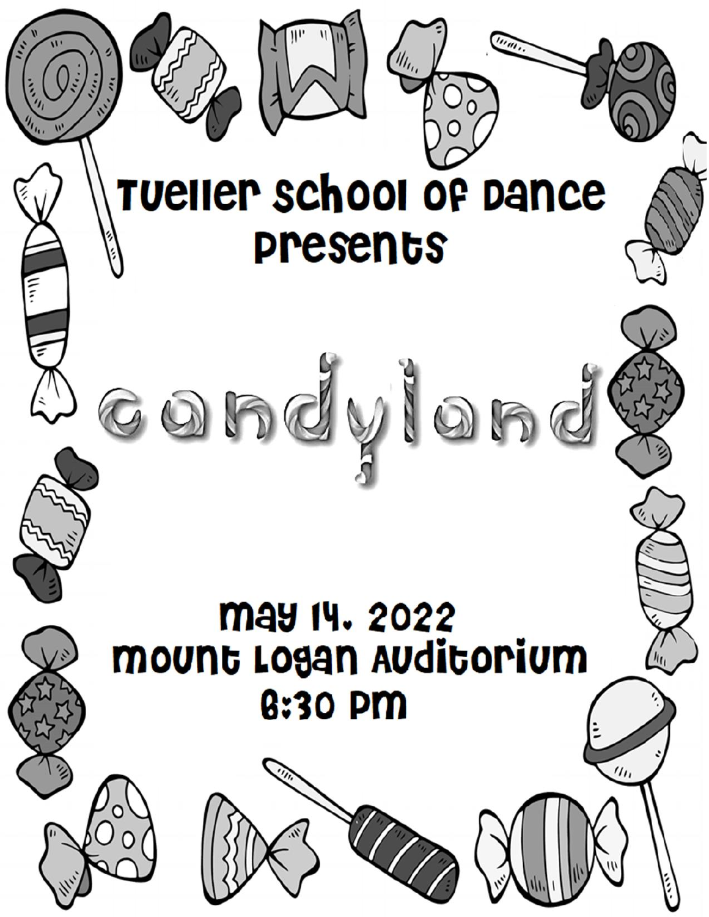Tueller School of Dance
Presents

# candyland

May 14, 2022
Mount Logan Auditorium
6:30 PM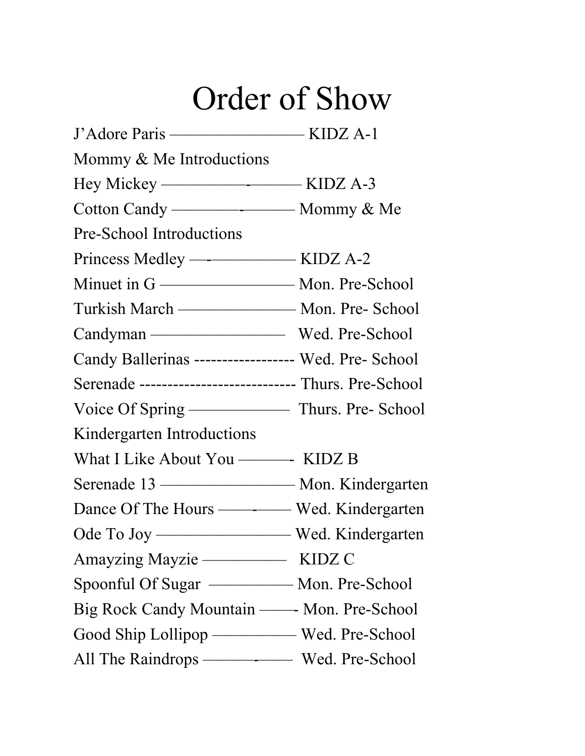# Order of Show

J'Adore Paris ——————————— KIDZ A-1

Mommy & Me Introductions

Hey Mickey —————-———— KIDZ A-3

Cotton Candy —————-———— Mommy & Me

Pre-School Introductions

Princess Medley —-—————— KIDZ A-2

Minuet in G ——————————— Mon. Pre-School

Turkish March ————————— Mon. Pre- School

Candyman ——————————— Wed. Pre-School

Candy Ballerinas ------------------ Wed. Pre- School

Serenade ---------------------------- Thurs. Pre-School

Voice Of Spring —————————— Thurs. Pre- School

Kindergarten Introductions

What I Like About You ———- KIDZ B

Serenade 13 ——————————— Mon. Kindergarten

Dance Of The Hours ——-——— Wed. Kindergarten

Ode To Joy ——————————— Wed. Kindergarten

Amayzing Mayzie ——————— KIDZ C

Spoonful Of Sugar —————— Mon. Pre-School

Big Rock Candy Mountain ——- Mon. Pre-School

Good Ship Lollipop —————— Wed. Pre-School

All The Raindrops ———-——— Wed. Pre-School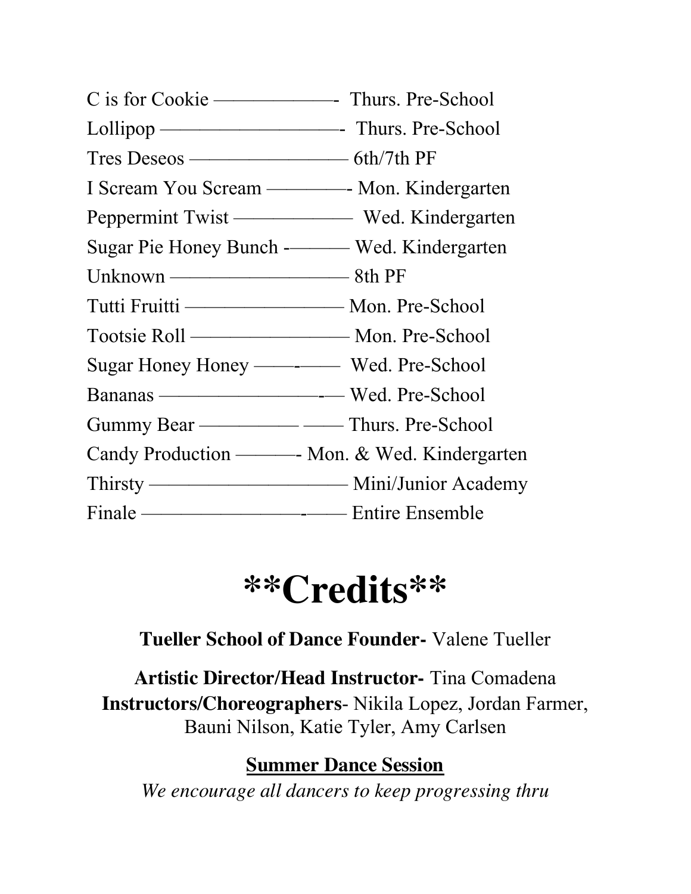C is for Cookie —————- Thurs. Pre-School

Lollipop ——————————- Thurs. Pre-School

Tres Deseos ———————— 6th/7th PF

I Scream You Scream ————- Mon. Kindergarten

Peppermint Twist ——————— Wed. Kindergarten

Sugar Pie Honey Bunch -——— Wed. Kindergarten

Unknown —————————— 8th PF

Tutti Fruitti ———————— Mon. Pre-School

Tootsie Roll ———————— Mon. Pre-School

Sugar Honey Honey ——-—— Wed. Pre-School

Bananas ——————————-— Wed. Pre-School

Gummy Bear ————— —— Thurs. Pre-School

Candy Production ———- Mon. & Wed. Kindergarten

Thirsty —————————— Mini/Junior Academy

Finale ——————————-—— Entire Ensemble

# **Credits**

**Tueller School of Dance Founder-** Valene Tueller

**Artistic Director/Head Instructor-** Tina Comadena
**Instructors/Choreographers**- Nikila Lopez, Jordan Farmer, Bauni Nilson, Katie Tyler, Amy Carlsen

**Summer Dance Session**

*We encourage all dancers to keep progressing thru*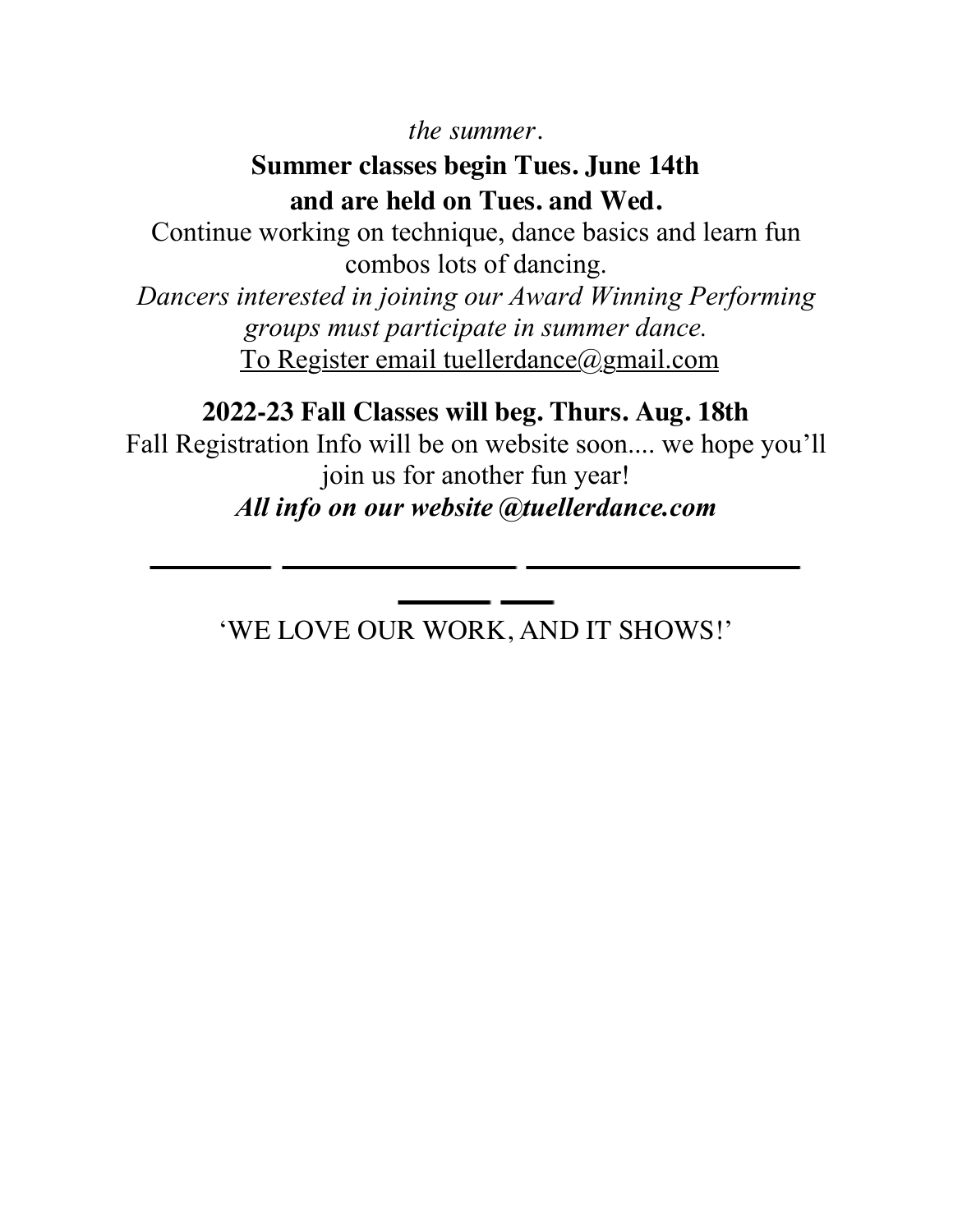*the summer.*

**Summer classes begin Tues. June 14th and are held on Tues. and Wed.**

Continue working on technique, dance basics and learn fun combos lots of dancing.

*Dancers interested in joining our Award Winning Performing groups must participate in summer dance.*

To Register email tuellerdance@gmail.com

**2022-23 Fall Classes will beg. Thurs. Aug. 18th**

Fall Registration Info will be on website soon.... we hope you'll join us for another fun year!

***All info on our website @tuellerdance.com***

---

'WE LOVE OUR WORK, AND IT SHOWS!'